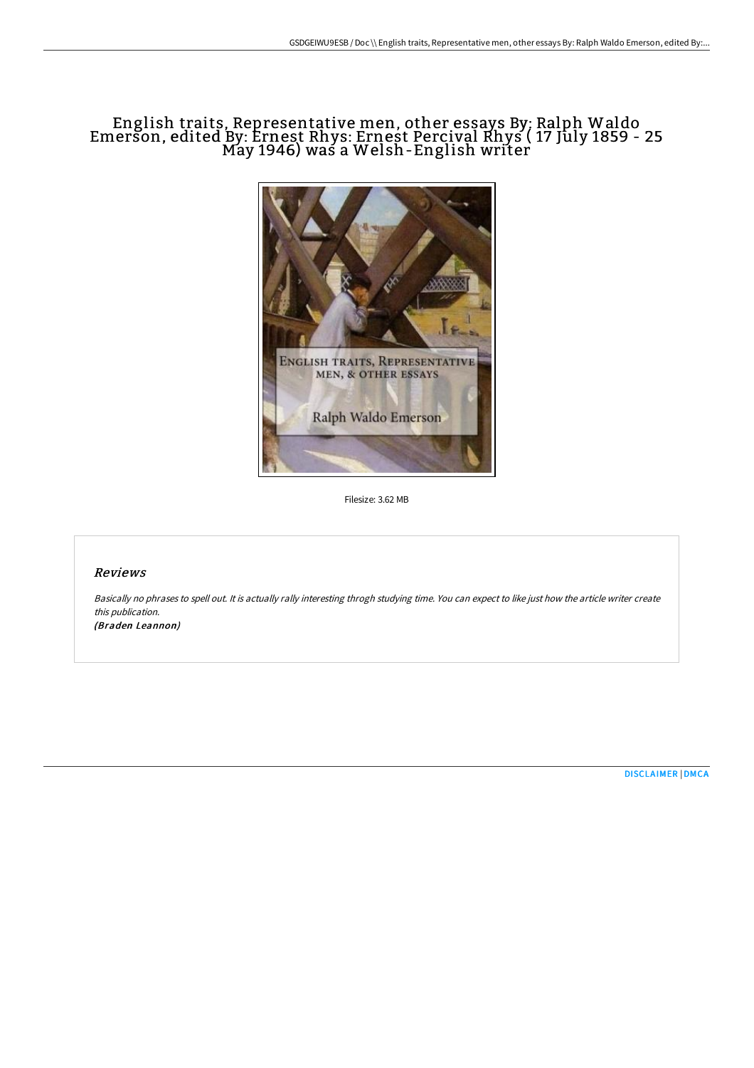# English traits, Representative men, other essays By: Ralph Waldo Emerson, edited By: Ernest Rhys: Ernest Percival Rhys ( 17 July 1859 - 25 May 1946) was a Welsh-English writer

Filesize: 3.62 MB

## Reviews

*Basically no phrases to spell out. It is actually rally interesting throgh studying time. You can expect to like just how the article writer create this publication.*

***(Braden Leannon)***

[DISCLAIMER](#) | [DMCA](#)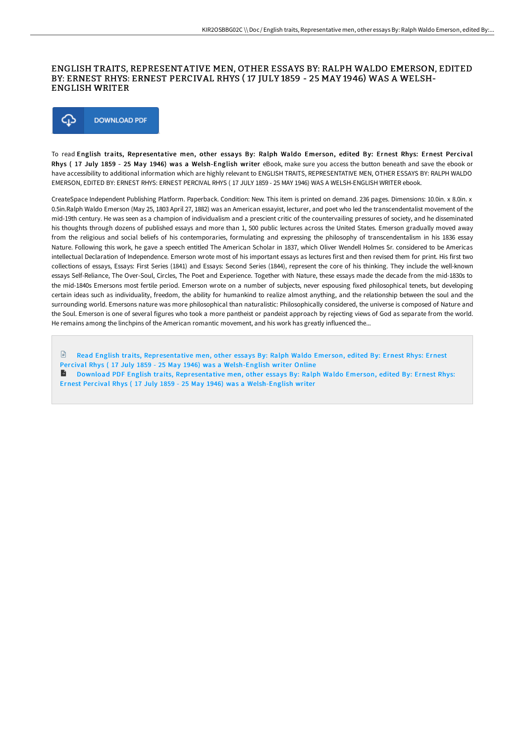# ENGLISH TRAITS, REPRESENTATIVE MEN, OTHER ESSAYS BY: RALPH WALDO EMERSON, EDITED BY: ERNEST RHYS: ERNEST PERCIVAL RHYS ( 17 JULY 1859 - 25 MAY 1946) WAS A WELSH-ENGLISH WRITER

DOWNLOAD PDF

To read **English traits, Representative men, other essays By: Ralph Waldo Emerson, edited By: Ernest Rhys: Ernest Percival Rhys ( 17 July 1859 - 25 May 1946) was a Welsh-English writer** eBook, make sure you access the button beneath and save the ebook or have accessibility to additional information which are highly relevant to ENGLISH TRAITS, REPRESENTATIVE MEN, OTHER ESSAYS BY: RALPH WALDO EMERSON, EDITED BY: ERNEST RHYS: ERNEST PERCIVAL RHYS ( 17 JULY 1859 - 25 MAY 1946) WAS A WELSH-ENGLISH WRITER ebook.

CreateSpace Independent Publishing Platform. Paperback. Condition: New. This item is printed on demand. 236 pages. Dimensions: 10.0in. x 8.0in. x 0.5in.Ralph Waldo Emerson (May 25, 1803 April 27, 1882) was an American essayist, lecturer, and poet who led the transcendentalist movement of the mid-19th century. He was seen as a champion of individualism and a prescient critic of the countervailing pressures of society, and he disseminated his thoughts through dozens of published essays and more than 1, 500 public lectures across the United States. Emerson gradually moved away from the religious and social beliefs of his contemporaries, formulating and expressing the philosophy of transcendentalism in his 1836 essay Nature. Following this work, he gave a speech entitled The American Scholar in 1837, which Oliver Wendell Holmes Sr. considered to be Americas intellectual Declaration of Independence. Emerson wrote most of his important essays as lectures first and then revised them for print. His first two collections of essays, Essays: First Series (1841) and Essays: Second Series (1844), represent the core of his thinking. They include the well-known essays Self-Reliance, The Over-Soul, Circles, The Poet and Experience. Together with Nature, these essays made the decade from the mid-1830s to the mid-1840s Emersons most fertile period. Emerson wrote on a number of subjects, never espousing fixed philosophical tenets, but developing certain ideas such as individuality, freedom, the ability for humankind to realize almost anything, and the relationship between the soul and the surrounding world. Emersons nature was more philosophical than naturalistic: Philosophically considered, the universe is composed of Nature and the Soul. Emerson is one of several figures who took a more pantheist or pandeist approach by rejecting views of God as separate from the world. He remains among the linchpins of the American romantic movement, and his work has greatly influenced the...

Read English traits, Representative men, other essays By: Ralph Waldo Emerson, edited By: Ernest Rhys: Ernest Percival Rhys ( 17 July 1859 - 25 May 1946) was a Welsh-English writer Online

Download PDF English traits, Representative men, other essays By: Ralph Waldo Emerson, edited By: Ernest Rhys: Ernest Percival Rhys ( 17 July 1859 - 25 May 1946) was a Welsh-English writer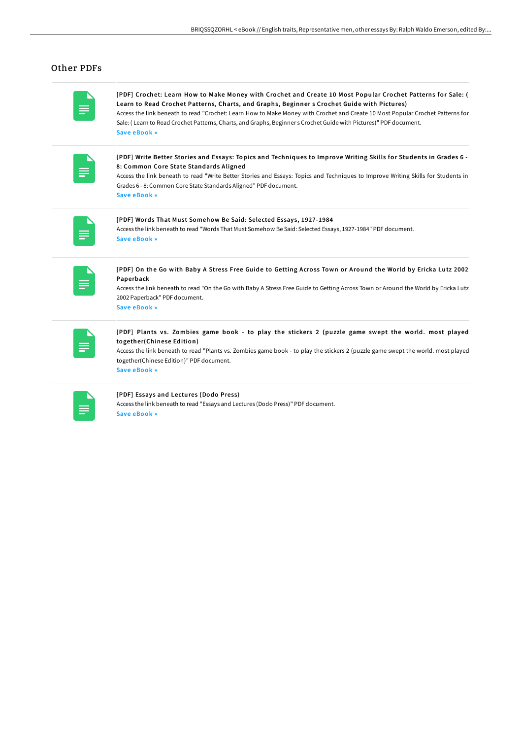## Other PDFs

**[PDF] Crochet: Learn How to Make Money with Crochet and Create 10 Most Popular Crochet Patterns for Sale: ( Learn to Read Crochet Patterns, Charts, and Graphs, Beginner s Crochet Guide with Pictures)**

Access the link beneath to read "Crochet: Learn How to Make Money with Crochet and Create 10 Most Popular Crochet Patterns for Sale: ( Learn to Read Crochet Patterns, Charts, and Graphs, Beginner s Crochet Guide with Pictures)" PDF document.

Save eBook »

**[PDF] Write Better Stories and Essays: Topics and Techniques to Improve Writing Skills for Students in Grades 6 - 8: Common Core State Standards Aligned**

Access the link beneath to read "Write Better Stories and Essays: Topics and Techniques to Improve Writing Skills for Students in Grades 6 - 8: Common Core State Standards Aligned" PDF document.

Save eBook »

**[PDF] Words That Must Somehow Be Said: Selected Essays, 1927-1984**

Access the link beneath to read "Words That Must Somehow Be Said: Selected Essays, 1927-1984" PDF document.

Save eBook »

**[PDF] On the Go with Baby A Stress Free Guide to Getting Across Town or Around the World by Ericka Lutz 2002 Paperback**

Access the link beneath to read "On the Go with Baby A Stress Free Guide to Getting Across Town or Around the World by Ericka Lutz 2002 Paperback" PDF document.

Save eBook »

**[PDF] Plants vs. Zombies game book - to play the stickers 2 (puzzle game swept the world. most played together(Chinese Edition)**

Access the link beneath to read "Plants vs. Zombies game book - to play the stickers 2 (puzzle game swept the world. most played together(Chinese Edition)" PDF document.

Save eBook »

**[PDF] Essays and Lectures (Dodo Press)**

Access the link beneath to read "Essays and Lectures (Dodo Press)" PDF document.

Save eBook »